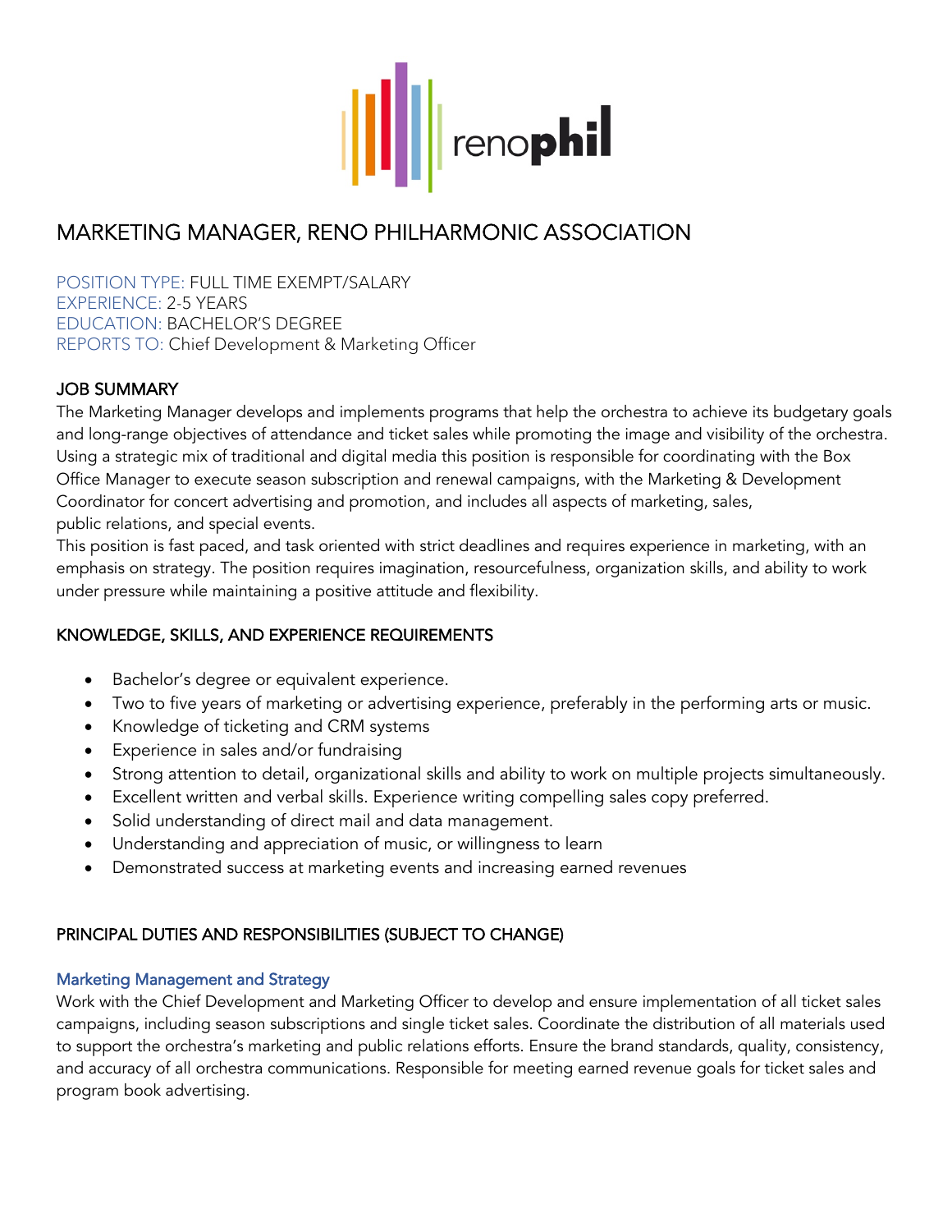renophil

# MARKETING MANAGER, RENO PHILHARMONIC ASSOCIATION

POSITION TYPE: FULL TIME EXEMPT/SALARY
EXPERIENCE: 2-5 YEARS
EDUCATION: BACHELOR'S DEGREE
REPORTS TO: Chief Development & Marketing Officer

## JOB SUMMARY

The Marketing Manager develops and implements programs that help the orchestra to achieve its budgetary goals and long-range objectives of attendance and ticket sales while promoting the image and visibility of the orchestra. Using a strategic mix of traditional and digital media this position is responsible for coordinating with the Box Office Manager to execute season subscription and renewal campaigns, with the Marketing & Development Coordinator for concert advertising and promotion, and includes all aspects of marketing, sales, public relations, and special events.

This position is fast paced, and task oriented with strict deadlines and requires experience in marketing, with an emphasis on strategy. The position requires imagination, resourcefulness, organization skills, and ability to work under pressure while maintaining a positive attitude and flexibility.

## KNOWLEDGE, SKILLS, AND EXPERIENCE REQUIREMENTS

- Bachelor's degree or equivalent experience.
- Two to five years of marketing or advertising experience, preferably in the performing arts or music.
- Knowledge of ticketing and CRM systems
- Experience in sales and/or fundraising
- Strong attention to detail, organizational skills and ability to work on multiple projects simultaneously.
- Excellent written and verbal skills. Experience writing compelling sales copy preferred.
- Solid understanding of direct mail and data management.
- Understanding and appreciation of music, or willingness to learn
- Demonstrated success at marketing events and increasing earned revenues

## PRINCIPAL DUTIES AND RESPONSIBILITIES (SUBJECT TO CHANGE)

### Marketing Management and Strategy

Work with the Chief Development and Marketing Officer to develop and ensure implementation of all ticket sales campaigns, including season subscriptions and single ticket sales. Coordinate the distribution of all materials used to support the orchestra's marketing and public relations efforts. Ensure the brand standards, quality, consistency, and accuracy of all orchestra communications. Responsible for meeting earned revenue goals for ticket sales and program book advertising.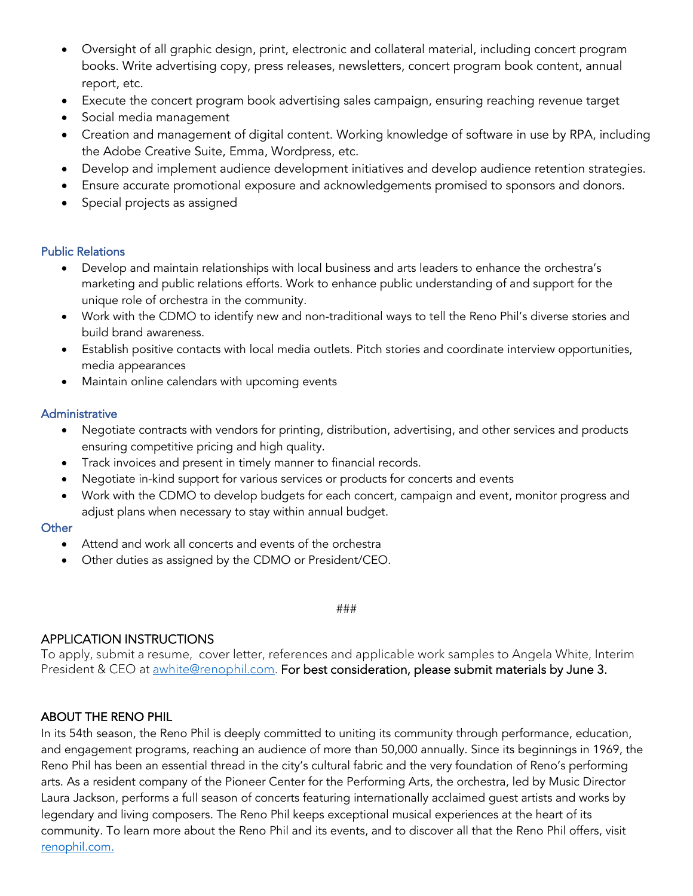- Oversight of all graphic design, print, electronic and collateral material, including concert program books. Write advertising copy, press releases, newsletters, concert program book content, annual report, etc.
- Execute the concert program book advertising sales campaign, ensuring reaching revenue target
- Social media management
- Creation and management of digital content. Working knowledge of software in use by RPA, including the Adobe Creative Suite, Emma, Wordpress, etc.
- Develop and implement audience development initiatives and develop audience retention strategies.
- Ensure accurate promotional exposure and acknowledgements promised to sponsors and donors.
- Special projects as assigned

### Public Relations

- Develop and maintain relationships with local business and arts leaders to enhance the orchestra's marketing and public relations efforts. Work to enhance public understanding of and support for the unique role of orchestra in the community.
- Work with the CDMO to identify new and non-traditional ways to tell the Reno Phil's diverse stories and build brand awareness.
- Establish positive contacts with local media outlets. Pitch stories and coordinate interview opportunities, media appearances
- Maintain online calendars with upcoming events

### Administrative

- Negotiate contracts with vendors for printing, distribution, advertising, and other services and products ensuring competitive pricing and high quality.
- Track invoices and present in timely manner to financial records.
- Negotiate in-kind support for various services or products for concerts and events
- Work with the CDMO to develop budgets for each concert, campaign and event, monitor progress and adjust plans when necessary to stay within annual budget.

### Other

- Attend and work all concerts and events of the orchestra
- Other duties as assigned by the CDMO or President/CEO.

###

## APPLICATION INSTRUCTIONS

To apply, submit a resume, cover letter, references and applicable work samples to Angela White, Interim President & CEO at awhite@renophil.com. **For best consideration, please submit materials by June 3.**

## ABOUT THE RENO PHIL

In its 54th season, the Reno Phil is deeply committed to uniting its community through performance, education, and engagement programs, reaching an audience of more than 50,000 annually. Since its beginnings in 1969, the Reno Phil has been an essential thread in the city's cultural fabric and the very foundation of Reno's performing arts. As a resident company of the Pioneer Center for the Performing Arts, the orchestra, led by Music Director Laura Jackson, performs a full season of concerts featuring internationally acclaimed guest artists and works by legendary and living composers. The Reno Phil keeps exceptional musical experiences at the heart of its community. To learn more about the Reno Phil and its events, and to discover all that the Reno Phil offers, visit renophil.com.